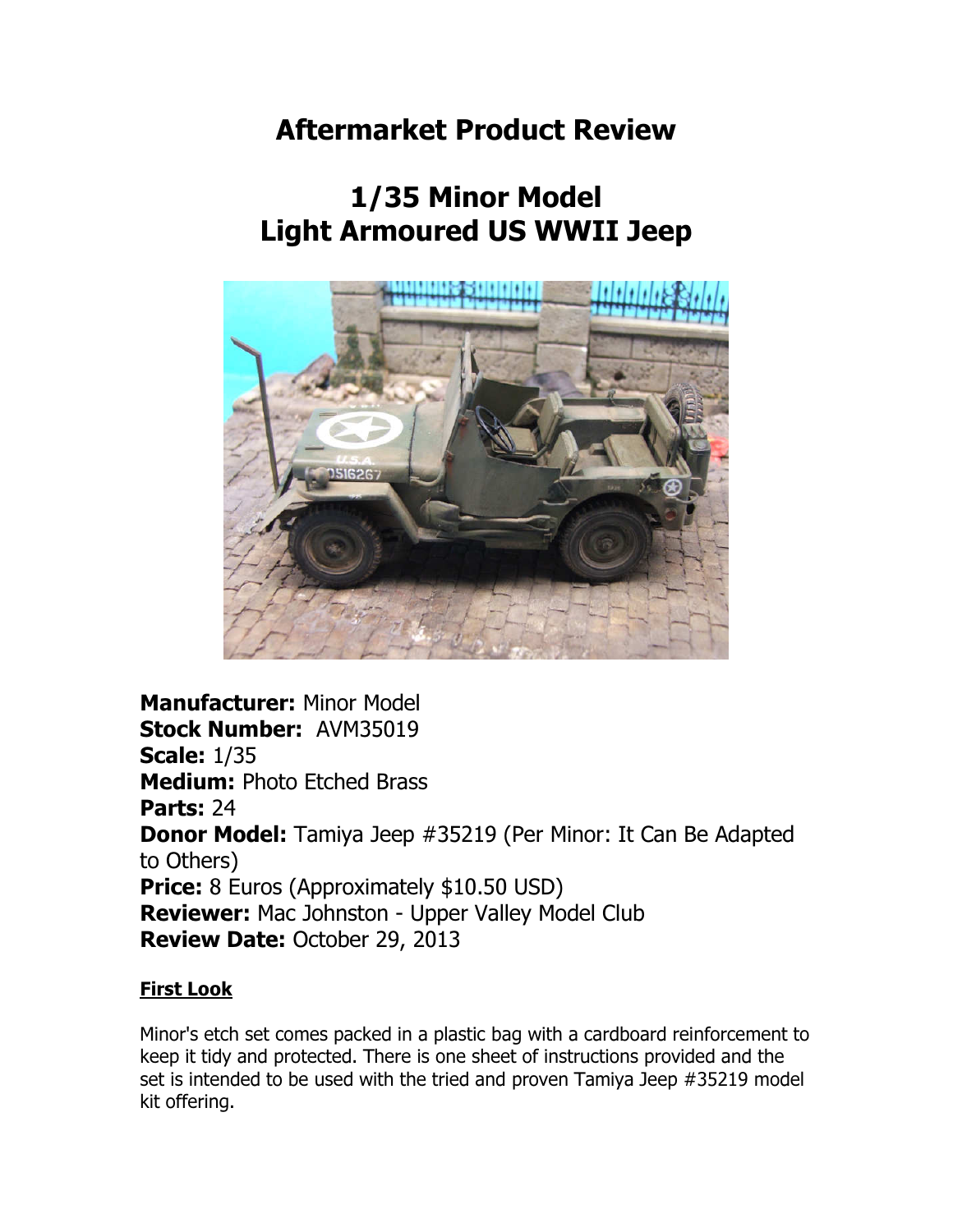# Aftermarket Product Review

# 1/35 Minor Model
# Light Armoured US WWII Jeep

**Manufacturer:** Minor Model
**Stock Number:** AVM35019
**Scale:** 1/35
**Medium:** Photo Etched Brass
**Parts:** 24
**Donor Model:** Tamiya Jeep #35219 (Per Minor: It Can Be Adapted to Others)
**Price:** 8 Euros (Approximately $10.50 USD)
**Reviewer:** Mac Johnston - Upper Valley Model Club
**Review Date:** October 29, 2013

**First Look**

Minor's etch set comes packed in a plastic bag with a cardboard reinforcement to keep it tidy and protected. There is one sheet of instructions provided and the set is intended to be used with the tried and proven Tamiya Jeep #35219 model kit offering.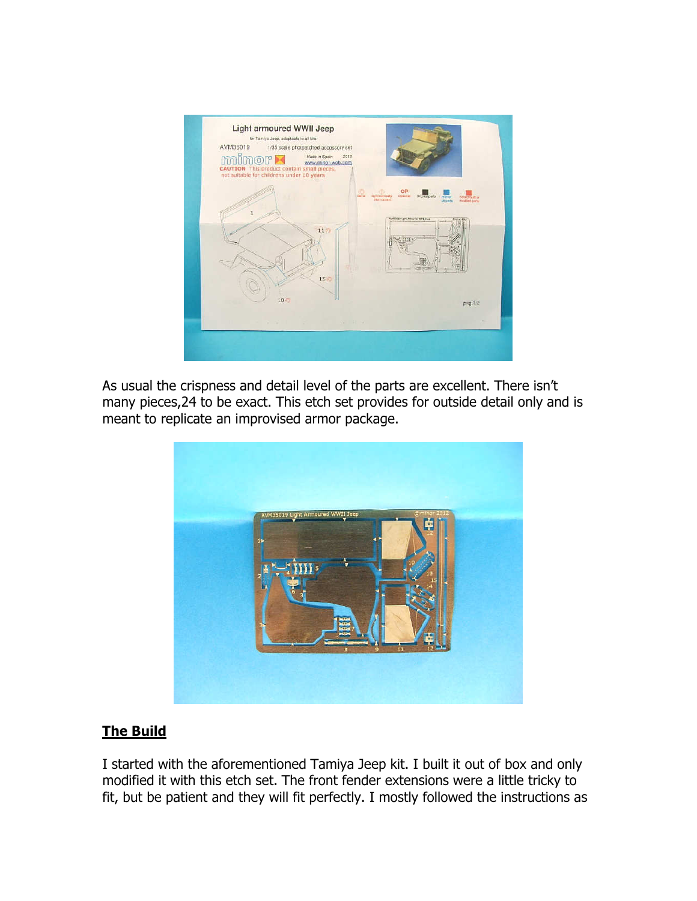As usual the crispness and detail level of the parts are excellent. There isn't many pieces,24 to be exact. This etch set provides for outside detail only and is meant to replicate an improvised armor package.

## The Build

I started with the aforementioned Tamiya Jeep kit. I built it out of box and only modified it with this etch set. The front fender extensions were a little tricky to fit, but be patient and they will fit perfectly. I mostly followed the instructions as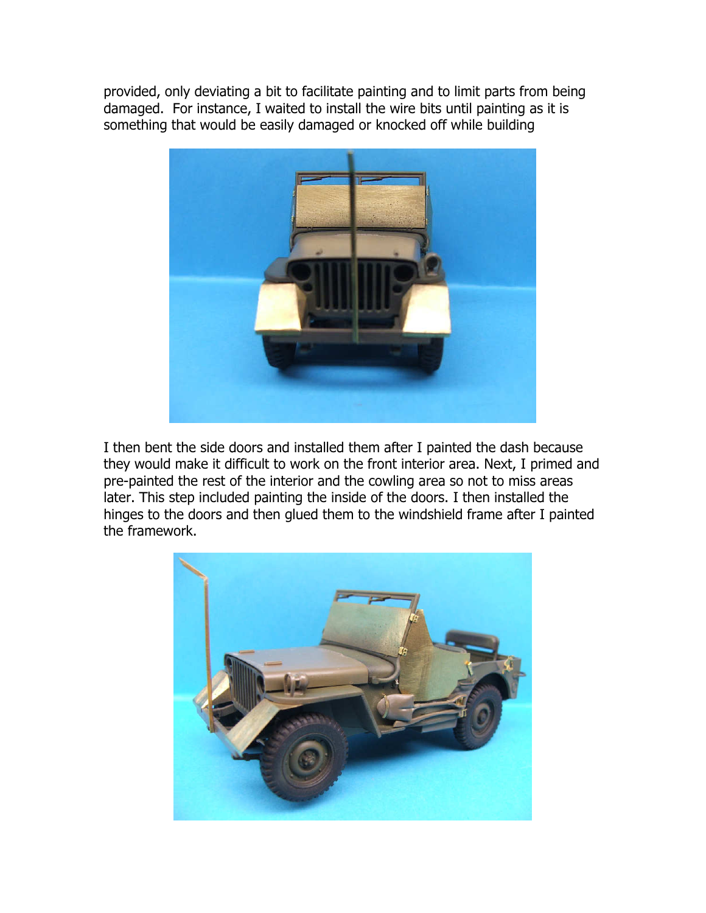provided, only deviating a bit to facilitate painting and to limit parts from being damaged. For instance, I waited to install the wire bits until painting as it is something that would be easily damaged or knocked off while building

I then bent the side doors and installed them after I painted the dash because they would make it difficult to work on the front interior area. Next, I primed and pre-painted the rest of the interior and the cowling area so not to miss areas later. This step included painting the inside of the doors. I then installed the hinges to the doors and then glued them to the windshield frame after I painted the framework.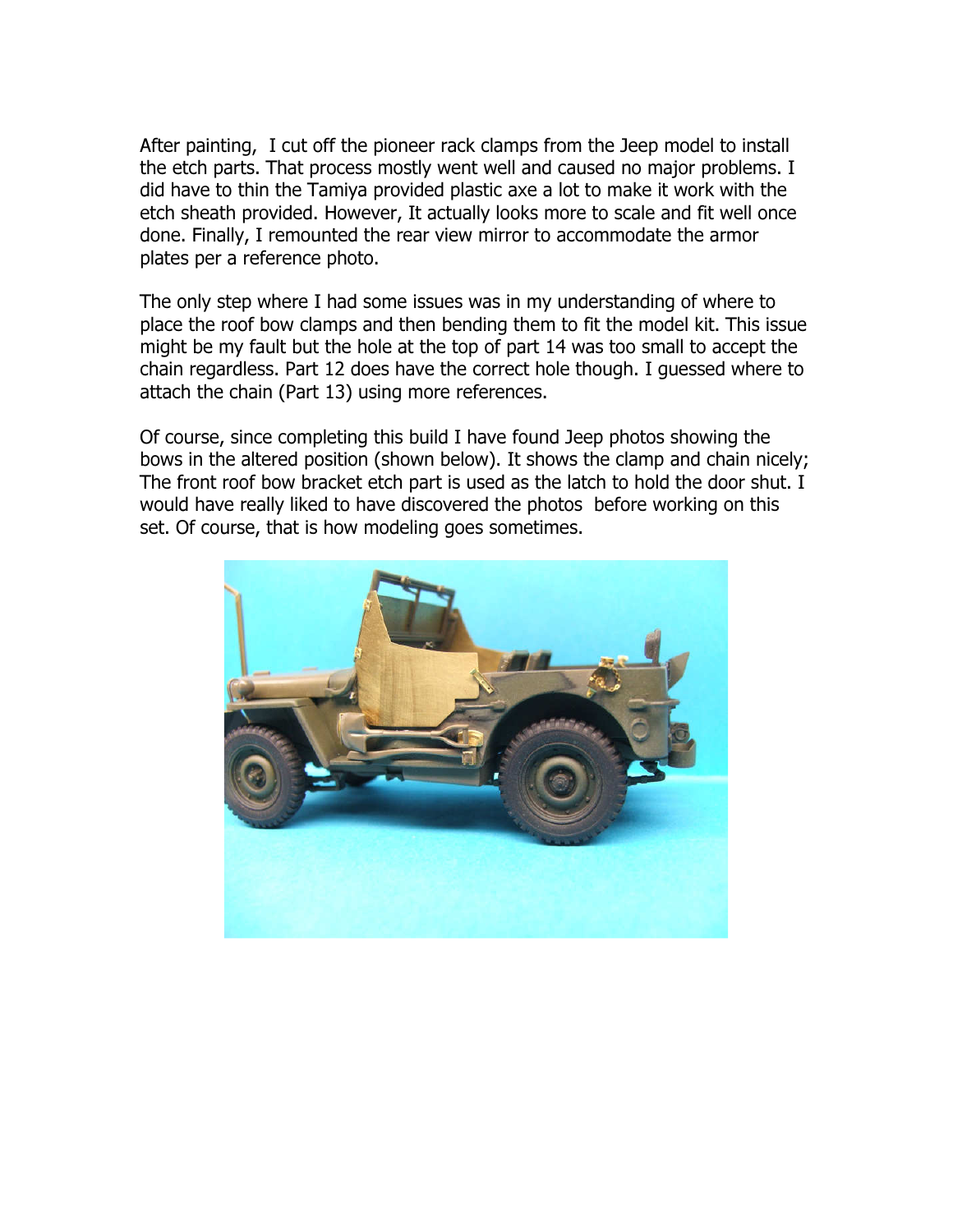After painting, I cut off the pioneer rack clamps from the Jeep model to install the etch parts. That process mostly went well and caused no major problems. I did have to thin the Tamiya provided plastic axe a lot to make it work with the etch sheath provided. However, It actually looks more to scale and fit well once done. Finally, I remounted the rear view mirror to accommodate the armor plates per a reference photo.

The only step where I had some issues was in my understanding of where to place the roof bow clamps and then bending them to fit the model kit. This issue might be my fault but the hole at the top of part 14 was too small to accept the chain regardless. Part 12 does have the correct hole though. I guessed where to attach the chain (Part 13) using more references.

Of course, since completing this build I have found Jeep photos showing the bows in the altered position (shown below). It shows the clamp and chain nicely; The front roof bow bracket etch part is used as the latch to hold the door shut. I would have really liked to have discovered the photos before working on this set. Of course, that is how modeling goes sometimes.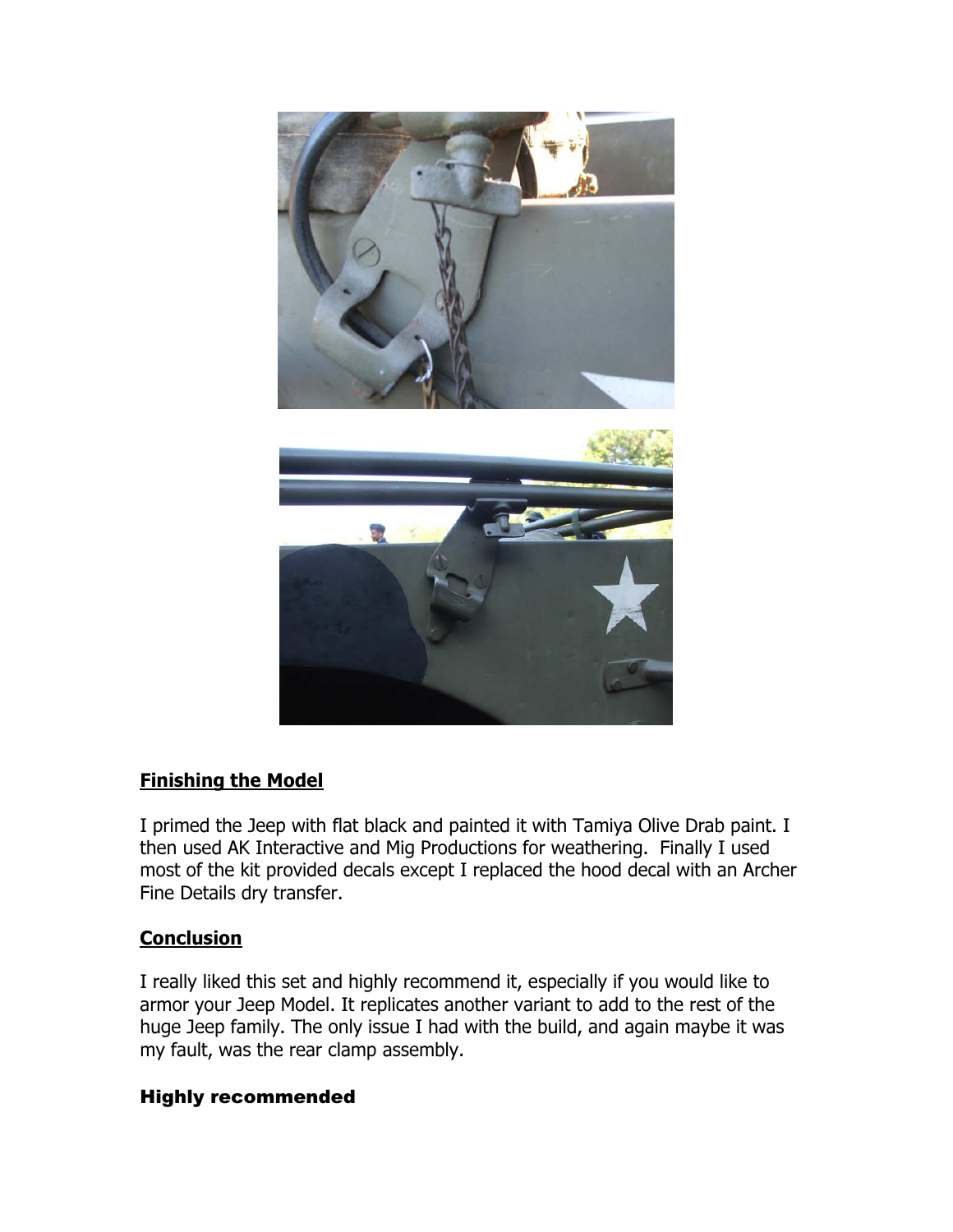## Finishing the Model

I primed the Jeep with flat black and painted it with Tamiya Olive Drab paint. I then used AK Interactive and Mig Productions for weathering. Finally I used most of the kit provided decals except I replaced the hood decal with an Archer Fine Details dry transfer.

## Conclusion

I really liked this set and highly recommend it, especially if you would like to armor your Jeep Model. It replicates another variant to add to the rest of the huge Jeep family. The only issue I had with the build, and again maybe it was my fault, was the rear clamp assembly.

**Highly recommended**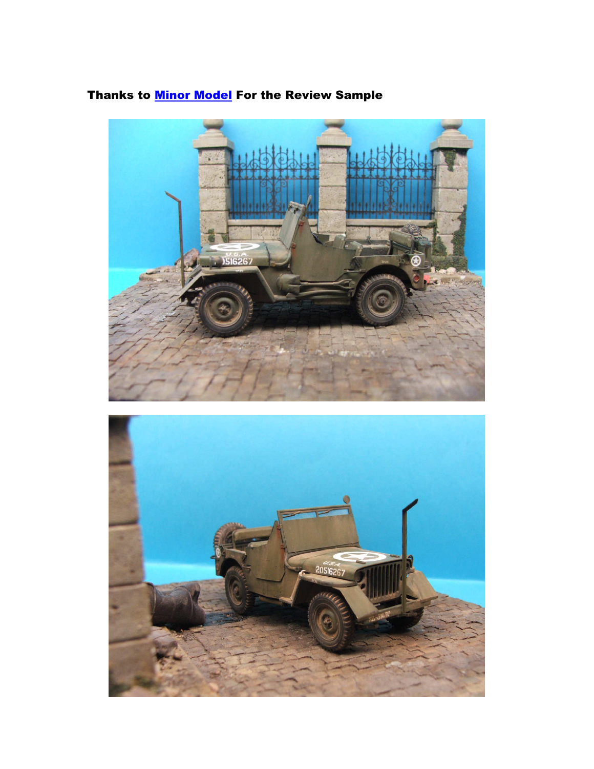**Thanks to [Minor Model](#) For the Review Sample**